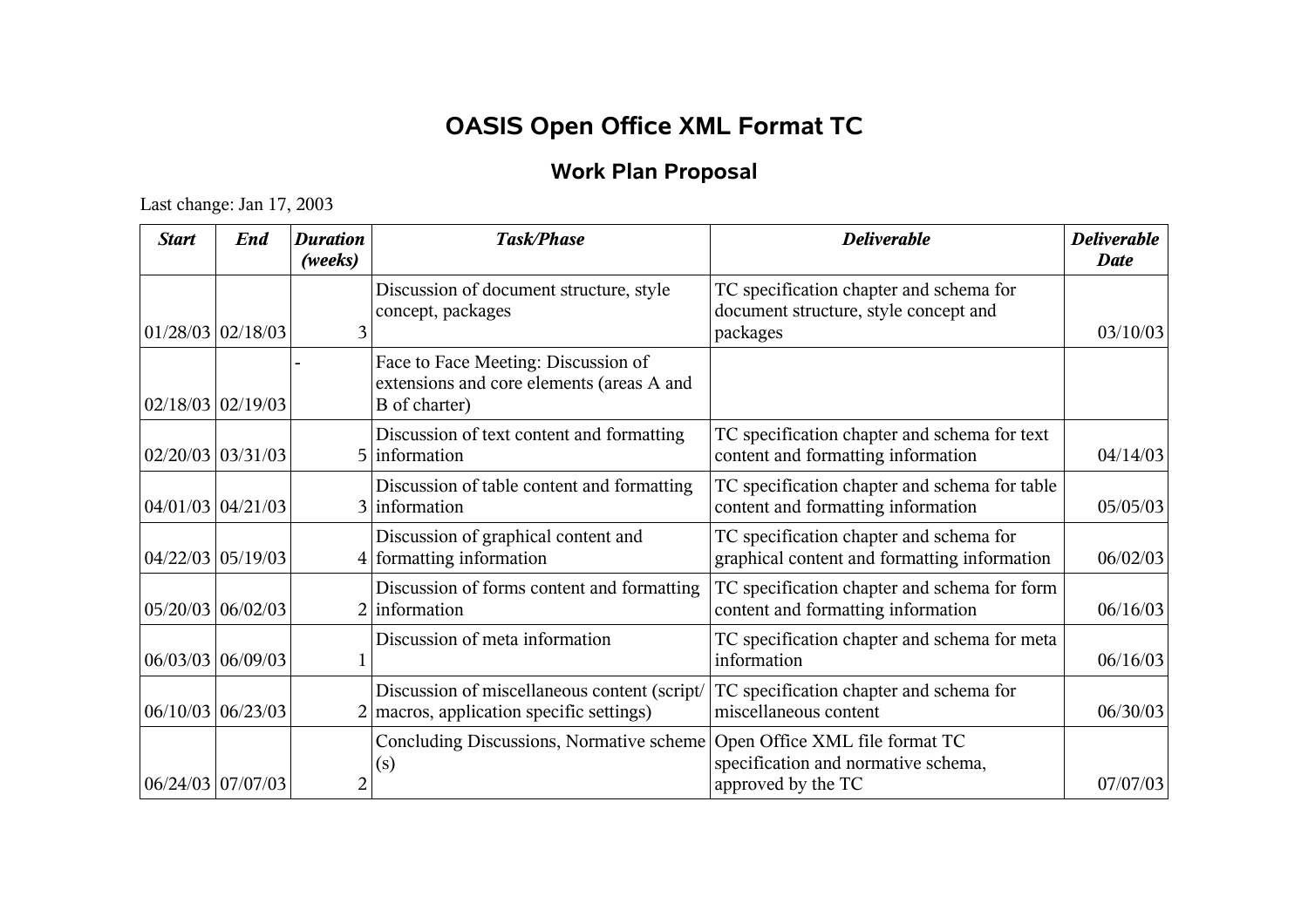# OASIS Open Office XML Format TC

## Work Plan Proposal

Last change: Jan 17, 2003

| *Start* | *End* | *Duration (weeks)* | *Task/Phase* | *Deliverable* | *Deliverable Date* |
|---|---|---|---|---|---|
| 01/28/03 | 02/18/03 | 3 | Discussion of document structure, style concept, packages | TC specification chapter and schema for document structure, style concept and packages | 03/10/03 |
| 02/18/03 | 02/19/03 | - | Face to Face Meeting: Discussion of extensions and core elements (areas A and B of charter) | | |
| 02/20/03 | 03/31/03 | 5 | Discussion of text content and formatting information | TC specification chapter and schema for text content and formatting information | 04/14/03 |
| 04/01/03 | 04/21/03 | 3 | Discussion of table content and formatting information | TC specification chapter and schema for table content and formatting information | 05/05/03 |
| 04/22/03 | 05/19/03 | 4 | Discussion of graphical content and formatting information | TC specification chapter and schema for graphical content and formatting information | 06/02/03 |
| 05/20/03 | 06/02/03 | 2 | Discussion of forms content and formatting information | TC specification chapter and schema for form content and formatting information | 06/16/03 |
| 06/03/03 | 06/09/03 | 1 | Discussion of meta information | TC specification chapter and schema for meta information | 06/16/03 |
| 06/10/03 | 06/23/03 | 2 | Discussion of miscellaneous content (script/macros, application specific settings) | TC specification chapter and schema for miscellaneous content | 06/30/03 |
| 06/24/03 | 07/07/03 | 2 | Concluding Discussions, Normative scheme (s) | Open Office XML file format TC specification and normative schema, approved by the TC | 07/07/03 |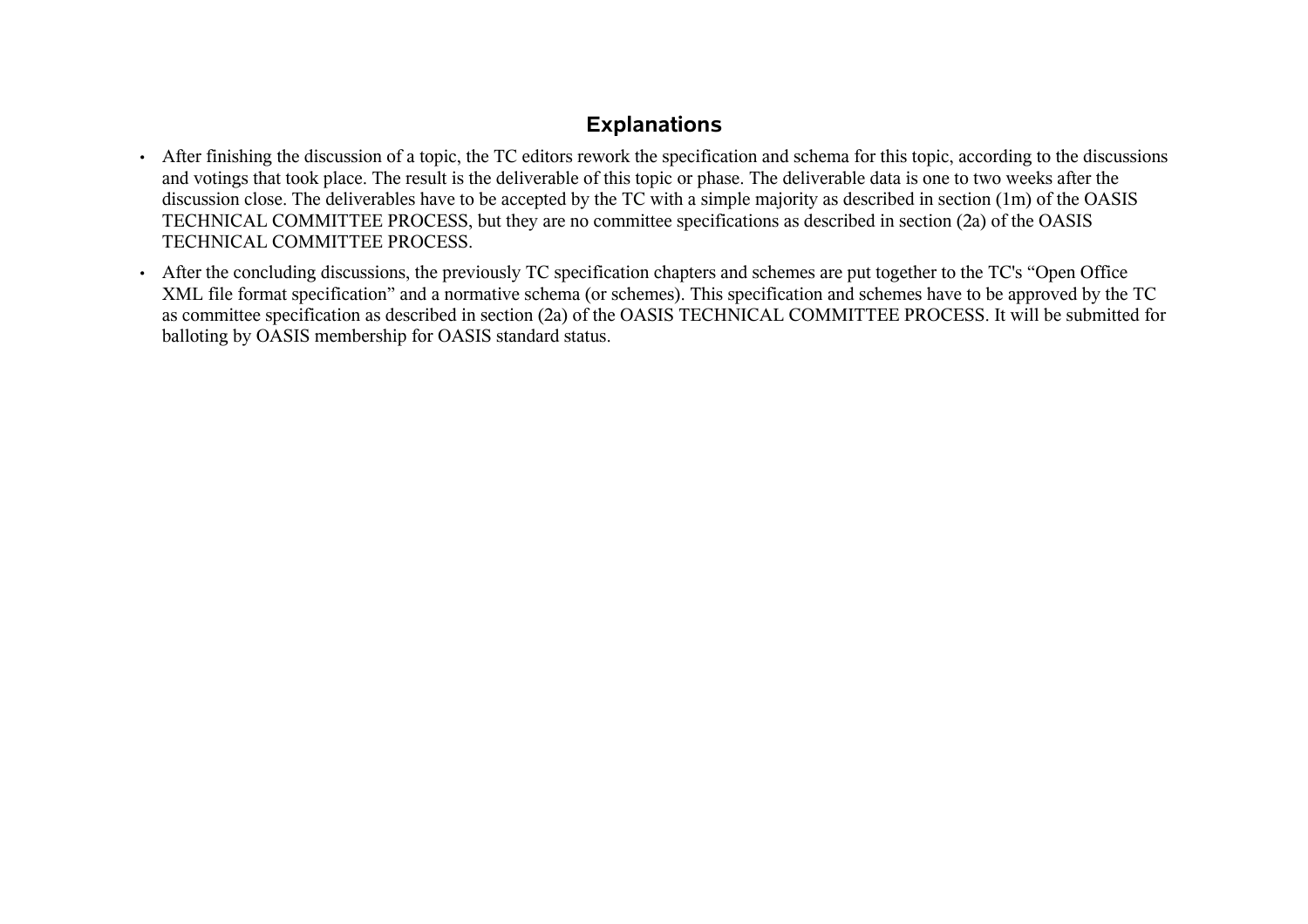## Explanations

- After finishing the discussion of a topic, the TC editors rework the specification and schema for this topic, according to the discussions and votings that took place. The result is the deliverable of this topic or phase. The deliverable data is one to two weeks after the discussion close. The deliverables have to be accepted by the TC with a simple majority as described in section (1m) of the OASIS TECHNICAL COMMITTEE PROCESS, but they are no committee specifications as described in section (2a) of the OASIS TECHNICAL COMMITTEE PROCESS.
- After the concluding discussions, the previously TC specification chapters and schemes are put together to the TC's "Open Office XML file format specification" and a normative schema (or schemes). This specification and schemes have to be approved by the TC as committee specification as described in section (2a) of the OASIS TECHNICAL COMMITTEE PROCESS. It will be submitted for balloting by OASIS membership for OASIS standard status.